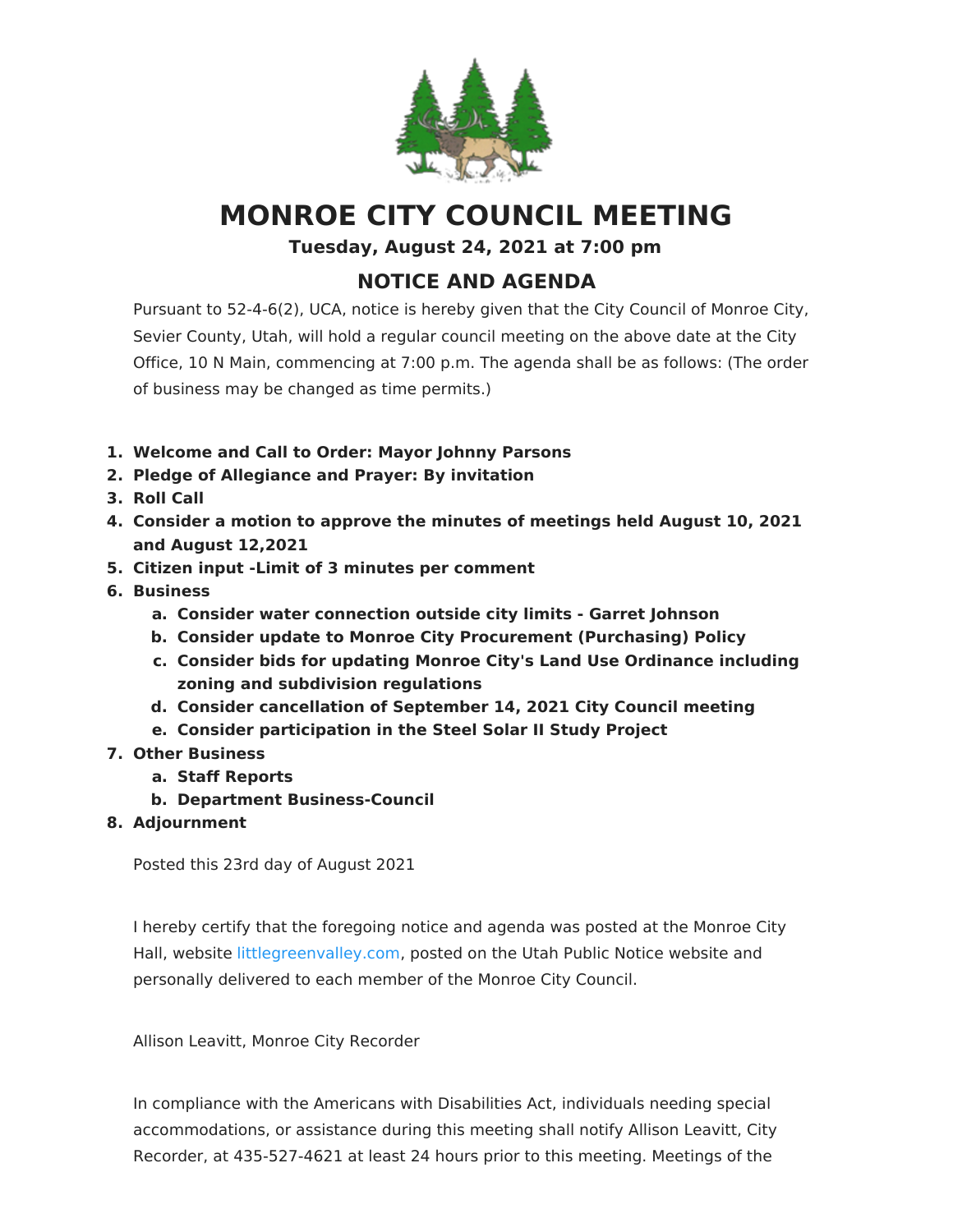# MONROE CITY COUNCIL MEETING

**Tuesday, August 24, 2021 at 7:00 pm**

## NOTICE AND AGENDA

Pursuant to 52-4-6(2), UCA, notice is hereby given that the City Council of Monroe City, Sevier County, Utah, will hold a regular council meeting on the above date at the City Office, 10 N Main, commencing at 7:00 p.m. The agenda shall be as follows: (The order of business may be changed as time permits.)

1. **Welcome and Call to Order: Mayor Johnny Parsons**
2. **Pledge of Allegiance and Prayer: By invitation**
3. **Roll Call**
4. **Consider a motion to approve the minutes of meetings held August 10, 2021 and August 12,2021**
5. **Citizen input -Limit of 3 minutes per comment**
6. **Business**
   a. **Consider water connection outside city limits - Garret Johnson**
   b. **Consider update to Monroe City Procurement (Purchasing) Policy**
   c. **Consider bids for updating Monroe City's Land Use Ordinance including zoning and subdivision regulations**
   d. **Consider cancellation of September 14, 2021 City Council meeting**
   e. **Consider participation in the Steel Solar II Study Project**
7. **Other Business**
   a. **Staff Reports**
   b. **Department Business-Council**
8. **Adjournment**

Posted this 23rd day of August 2021

I hereby certify that the foregoing notice and agenda was posted at the Monroe City Hall, website littlegreenvalley.com, posted on the Utah Public Notice website and personally delivered to each member of the Monroe City Council.

Allison Leavitt, Monroe City Recorder

In compliance with the Americans with Disabilities Act, individuals needing special accommodations, or assistance during this meeting shall notify Allison Leavitt, City Recorder, at 435-527-4621 at least 24 hours prior to this meeting. Meetings of the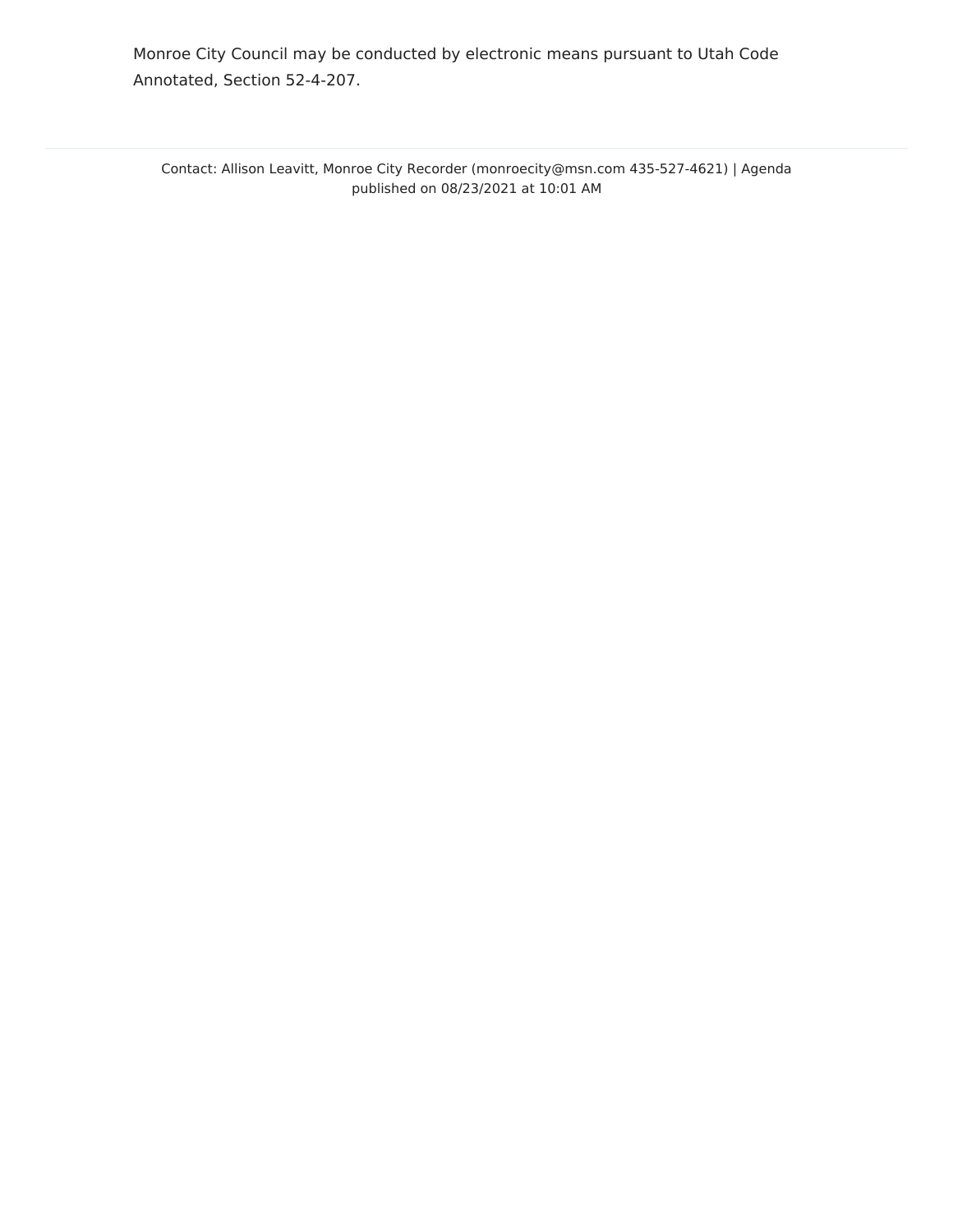Monroe City Council may be conducted by electronic means pursuant to Utah Code Annotated, Section 52-4-207.

---

Contact: Allison Leavitt, Monroe City Recorder (monroecity@msn.com 435-527-4621) | Agenda published on 08/23/2021 at 10:01 AM